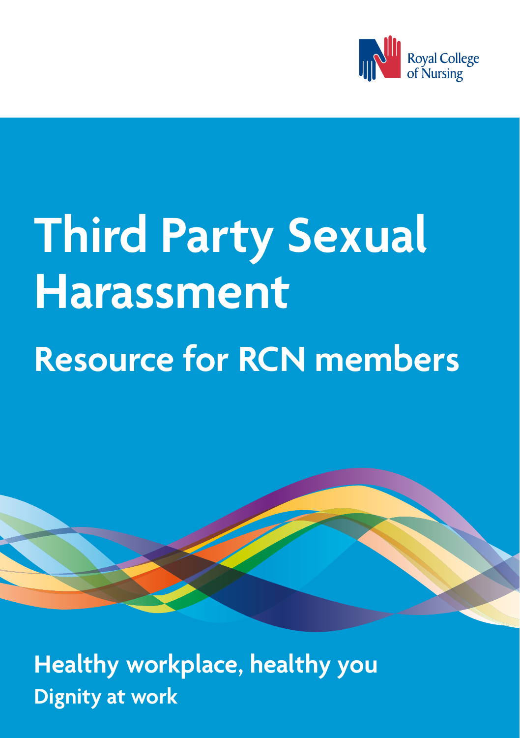Royal College of Nursing

# Third Party Sexual Harassment

## Resource for RCN members

**Healthy workplace, healthy you**

**Dignity at work**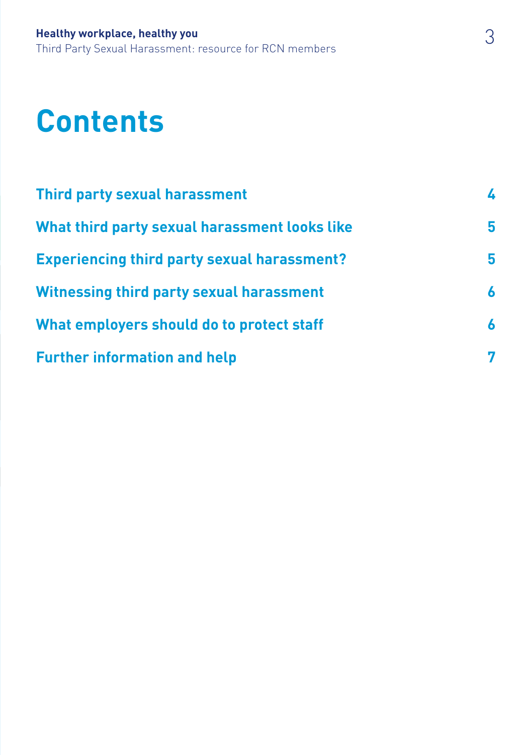# Contents

| | |
|---|---|
| **Third party sexual harassment** | **4** |
| **What third party sexual harassment looks like** | **5** |
| **Experiencing third party sexual harassment?** | **5** |
| **Witnessing third party sexual harassment** | **6** |
| **What employers should do to protect staff** | **6** |
| **Further information and help** | **7** |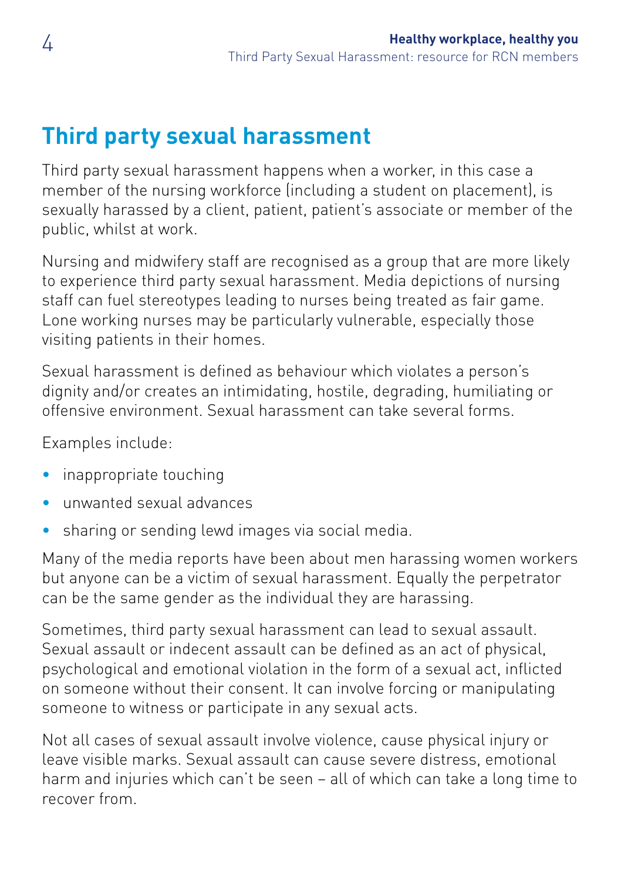## Third party sexual harassment

Third party sexual harassment happens when a worker, in this case a member of the nursing workforce (including a student on placement), is sexually harassed by a client, patient, patient's associate or member of the public, whilst at work.

Nursing and midwifery staff are recognised as a group that are more likely to experience third party sexual harassment. Media depictions of nursing staff can fuel stereotypes leading to nurses being treated as fair game. Lone working nurses may be particularly vulnerable, especially those visiting patients in their homes.

Sexual harassment is defined as behaviour which violates a person's dignity and/or creates an intimidating, hostile, degrading, humiliating or offensive environment. Sexual harassment can take several forms.

Examples include:

- inappropriate touching
- unwanted sexual advances
- sharing or sending lewd images via social media.

Many of the media reports have been about men harassing women workers but anyone can be a victim of sexual harassment. Equally the perpetrator can be the same gender as the individual they are harassing.

Sometimes, third party sexual harassment can lead to sexual assault. Sexual assault or indecent assault can be defined as an act of physical, psychological and emotional violation in the form of a sexual act, inflicted on someone without their consent. It can involve forcing or manipulating someone to witness or participate in any sexual acts.

Not all cases of sexual assault involve violence, cause physical injury or leave visible marks. Sexual assault can cause severe distress, emotional harm and injuries which can't be seen – all of which can take a long time to recover from.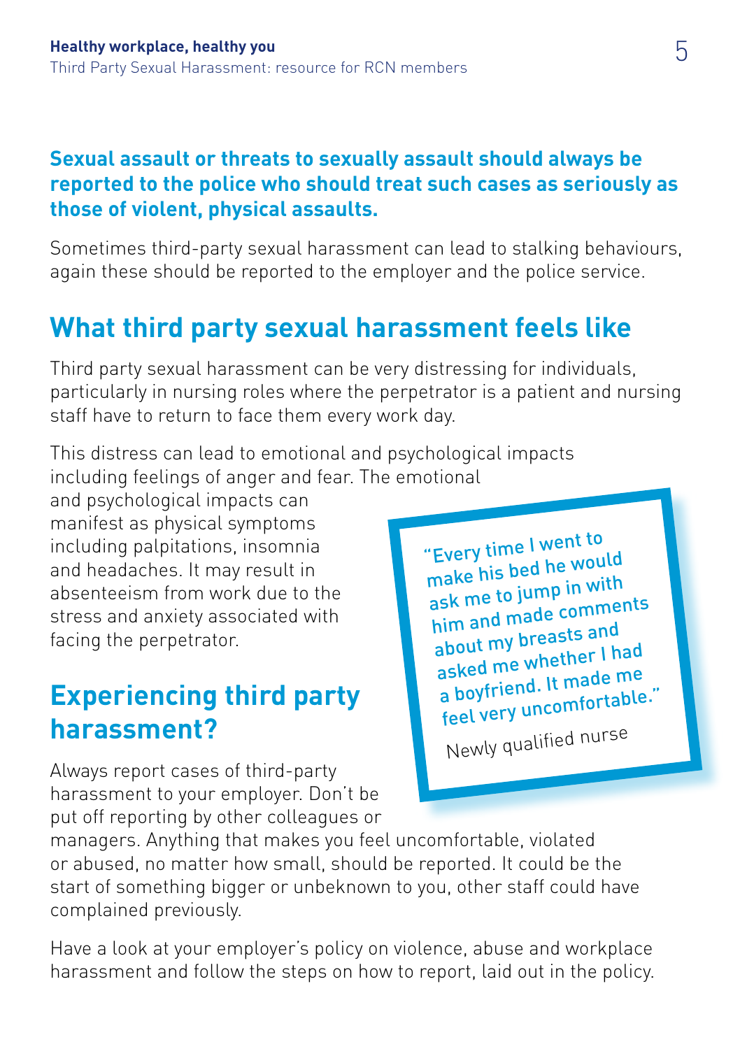**Sexual assault or threats to sexually assault should always be reported to the police who should treat such cases as seriously as those of violent, physical assaults.**

Sometimes third-party sexual harassment can lead to stalking behaviours, again these should be reported to the employer and the police service.

## What third party sexual harassment feels like

Third party sexual harassment can be very distressing for individuals, particularly in nursing roles where the perpetrator is a patient and nursing staff have to return to face them every work day.

This distress can lead to emotional and psychological impacts including feelings of anger and fear. The emotional and psychological impacts can manifest as physical symptoms including palpitations, insomnia and headaches. It may result in absenteeism from work due to the stress and anxiety associated with facing the perpetrator.

> "Every time I went to make his bed he would ask me to jump in with him and made comments about my breasts and asked me whether I had a boyfriend. It made me feel very uncomfortable."
>
> Newly qualified nurse

## Experiencing third party harassment?

Always report cases of third-party harassment to your employer. Don't be put off reporting by other colleagues or managers. Anything that makes you feel uncomfortable, violated or abused, no matter how small, should be reported. It could be the start of something bigger or unbeknown to you, other staff could have complained previously.

Have a look at your employer's policy on violence, abuse and workplace harassment and follow the steps on how to report, laid out in the policy.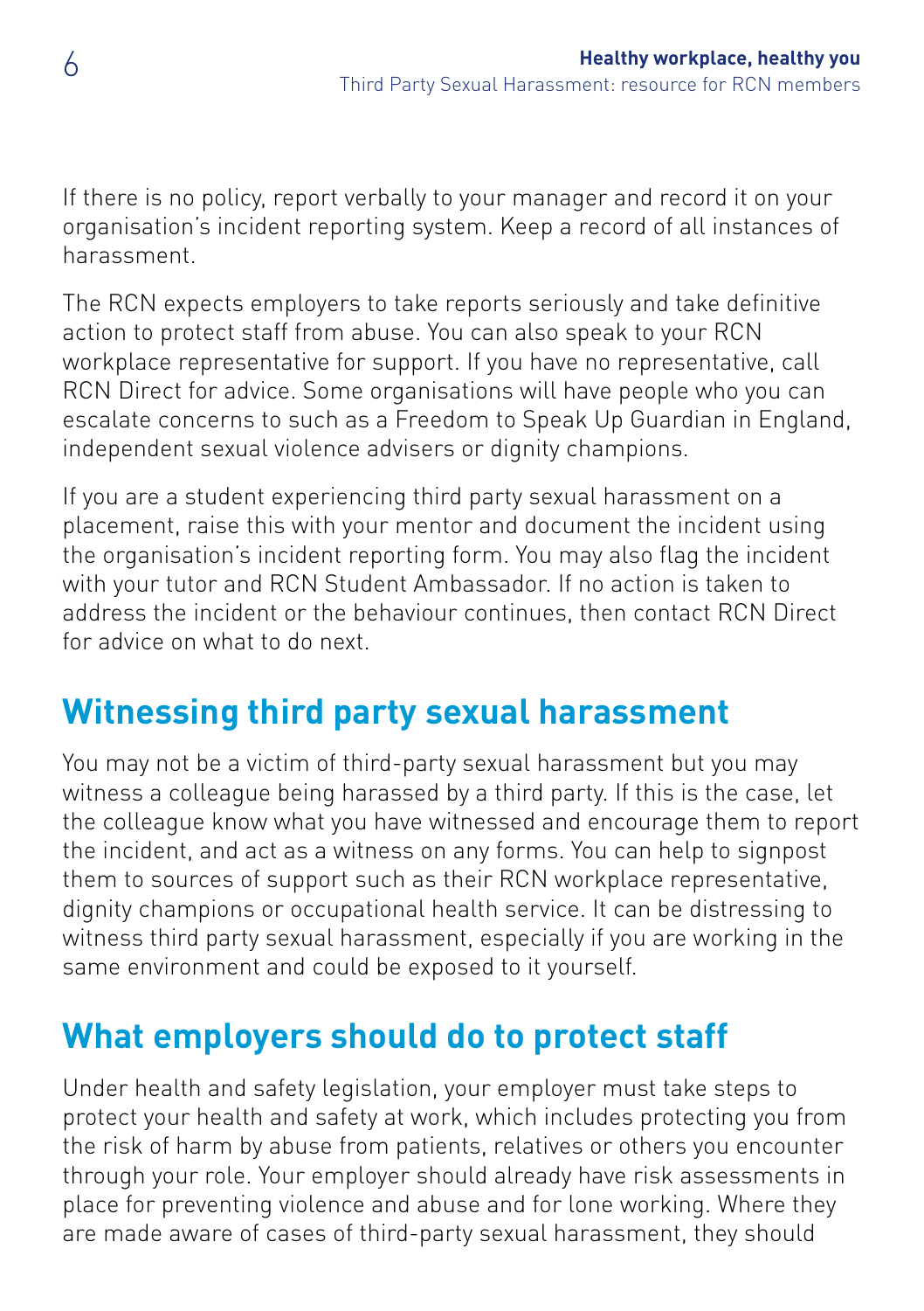If there is no policy, report verbally to your manager and record it on your organisation's incident reporting system. Keep a record of all instances of harassment.

The RCN expects employers to take reports seriously and take definitive action to protect staff from abuse. You can also speak to your RCN workplace representative for support. If you have no representative, call RCN Direct for advice. Some organisations will have people who you can escalate concerns to such as a Freedom to Speak Up Guardian in England, independent sexual violence advisers or dignity champions.

If you are a student experiencing third party sexual harassment on a placement, raise this with your mentor and document the incident using the organisation's incident reporting form. You may also flag the incident with your tutor and RCN Student Ambassador. If no action is taken to address the incident or the behaviour continues, then contact RCN Direct for advice on what to do next.

## Witnessing third party sexual harassment

You may not be a victim of third-party sexual harassment but you may witness a colleague being harassed by a third party. If this is the case, let the colleague know what you have witnessed and encourage them to report the incident, and act as a witness on any forms. You can help to signpost them to sources of support such as their RCN workplace representative, dignity champions or occupational health service. It can be distressing to witness third party sexual harassment, especially if you are working in the same environment and could be exposed to it yourself.

## What employers should do to protect staff

Under health and safety legislation, your employer must take steps to protect your health and safety at work, which includes protecting you from the risk of harm by abuse from patients, relatives or others you encounter through your role. Your employer should already have risk assessments in place for preventing violence and abuse and for lone working. Where they are made aware of cases of third-party sexual harassment, they should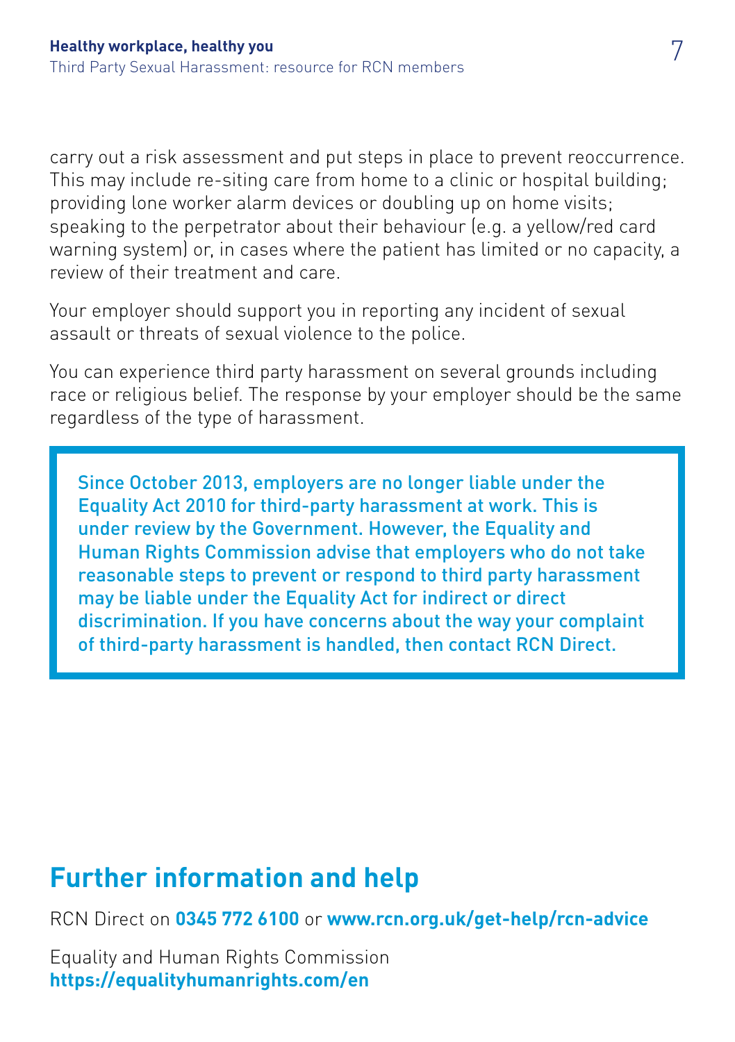carry out a risk assessment and put steps in place to prevent reoccurrence. This may include re-siting care from home to a clinic or hospital building; providing lone worker alarm devices or doubling up on home visits; speaking to the perpetrator about their behaviour (e.g. a yellow/red card warning system) or, in cases where the patient has limited or no capacity, a review of their treatment and care.

Your employer should support you in reporting any incident of sexual assault or threats of sexual violence to the police.

You can experience third party harassment on several grounds including race or religious belief. The response by your employer should be the same regardless of the type of harassment.

> **Since October 2013, employers are no longer liable under the Equality Act 2010 for third-party harassment at work. This is under review by the Government. However, the Equality and Human Rights Commission advise that employers who do not take reasonable steps to prevent or respond to third party harassment may be liable under the Equality Act for indirect or direct discrimination. If you have concerns about the way your complaint of third-party harassment is handled, then contact RCN Direct.**

## Further information and help

RCN Direct on **0345 772 6100** or **www.rcn.org.uk/get-help/rcn-advice**

Equality and Human Rights Commission
**https://equalityhumanrights.com/en**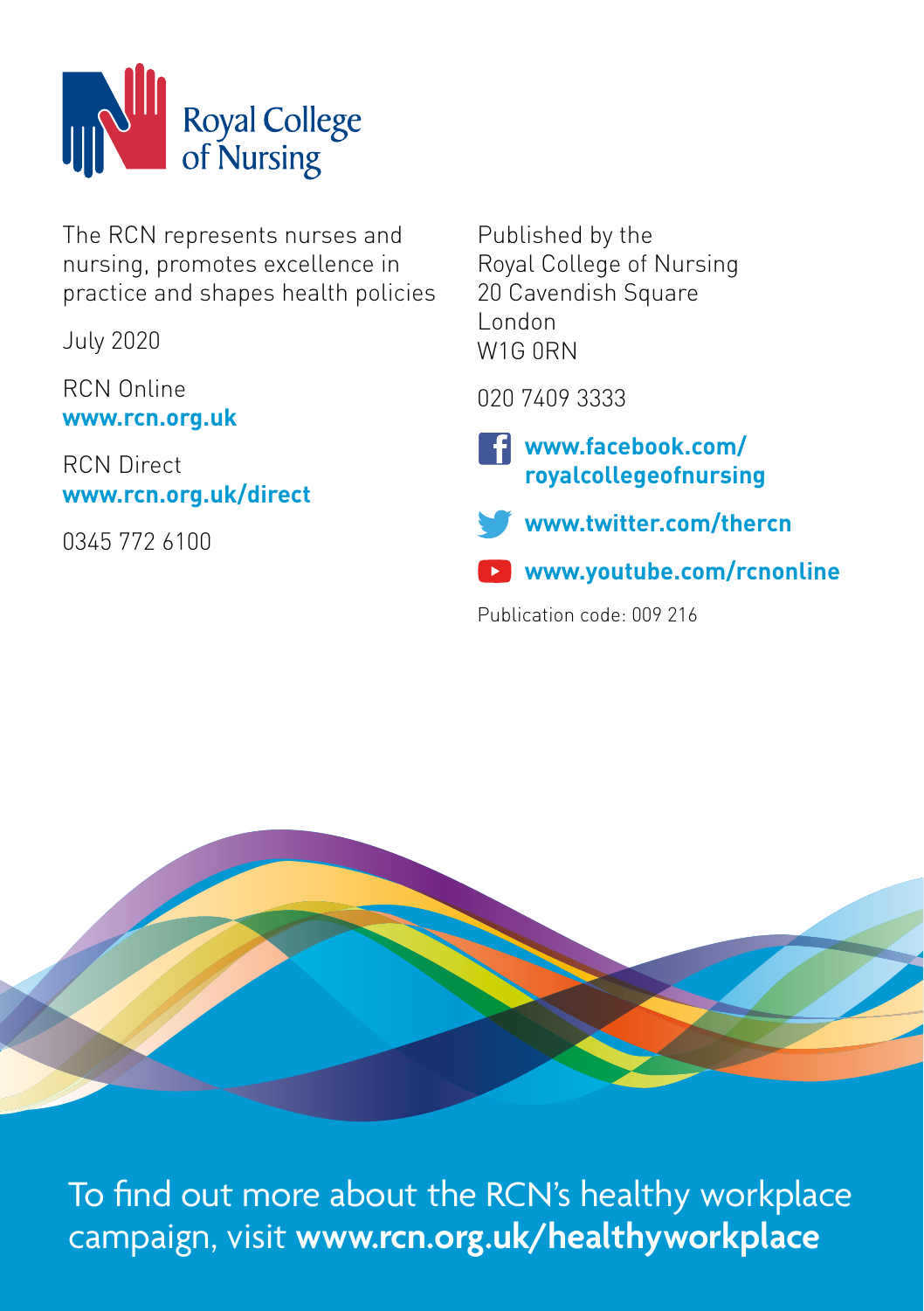Royal College of Nursing

The RCN represents nurses and nursing, promotes excellence in practice and shapes health policies

July 2020

RCN Online
**www.rcn.org.uk**

RCN Direct
**www.rcn.org.uk/direct**

0345 772 6100

Published by the
Royal College of Nursing
20 Cavendish Square
London
W1G 0RN

020 7409 3333

**www.facebook.com/royalcollegeofnursing**

**www.twitter.com/thercn**

**www.youtube.com/rcnonline**

Publication code: 009 216

To find out more about the RCN's healthy workplace campaign, visit **www.rcn.org.uk/healthyworkplace**